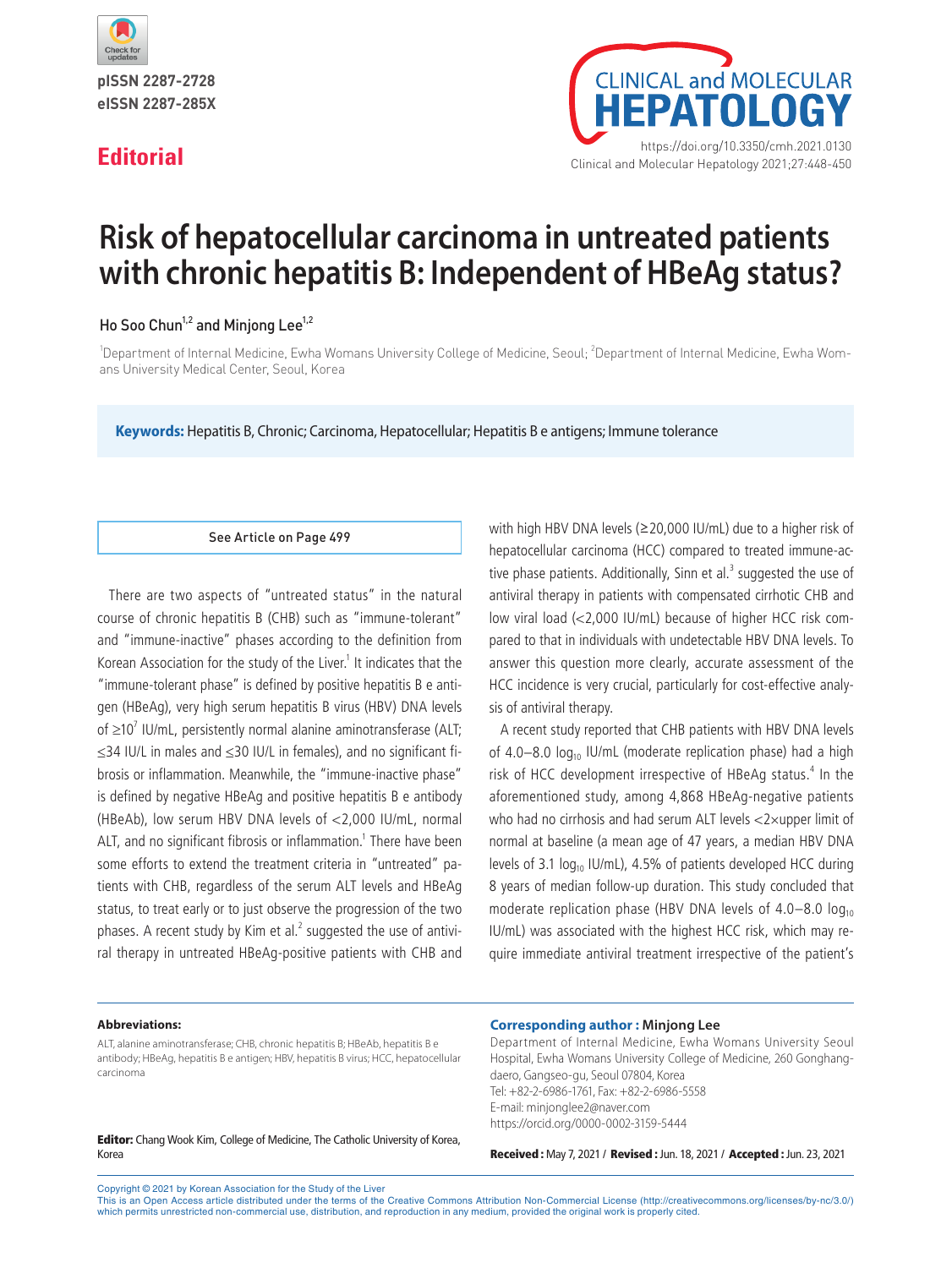pISSN 2287-2728
eISSN 2287-285X

https://doi.org/10.3350/cmh.2021.0130

**Editorial**

# Risk of hepatocellular carcinoma in untreated patients with chronic hepatitis B: Independent of HBeAg status?

Ho Soo Chun[1,2] and Minjong Lee[1,2]

[1]Department of Internal Medicine, Ewha Womans University College of Medicine, Seoul; [2]Department of Internal Medicine, Ewha Womans University Medical Center, Seoul, Korea

**Keywords:** Hepatitis B, Chronic; Carcinoma, Hepatocellular; Hepatitis B e antigens; Immune tolerance

See Article on Page 499

There are two aspects of "untreated status" in the natural course of chronic hepatitis B (CHB) such as "immune-tolerant" and "immune-inactive" phases according to the definition from Korean Association for the study of the Liver.[1] It indicates that the "immune-tolerant phase" is defined by positive hepatitis B e antigen (HBeAg), very high serum hepatitis B virus (HBV) DNA levels of $\geq 10^7$ IU/mL, persistently normal alanine aminotransferase (ALT; $\leq$34 IU/L in males and $\leq$30 IU/L in females), and no significant fibrosis or inflammation. Meanwhile, the "immune-inactive phase" is defined by negative HBeAg and positive hepatitis B e antibody (HBeAb), low serum HBV DNA levels of <2,000 IU/mL, normal ALT, and no significant fibrosis or inflammation.[1] There have been some efforts to extend the treatment criteria in "untreated" patients with CHB, regardless of the serum ALT levels and HBeAg status, to treat early or to just observe the progression of the two phases. A recent study by Kim et al.[2] suggested the use of antiviral therapy in untreated HBeAg-positive patients with CHB and with high HBV DNA levels ($\geq$20,000 IU/mL) due to a higher risk of hepatocellular carcinoma (HCC) compared to treated immune-active phase patients. Additionally, Sinn et al.[3] suggested the use of antiviral therapy in patients with compensated cirrhotic CHB and low viral load (<2,000 IU/mL) because of higher HCC risk compared to that in individuals with undetectable HBV DNA levels. To answer this question more clearly, accurate assessment of the HCC incidence is very crucial, particularly for cost-effective analysis of antiviral therapy.

A recent study reported that CHB patients with HBV DNA levels of 4.0–8.0 $\log_{10}$ IU/mL (moderate replication phase) had a high risk of HCC development irrespective of HBeAg status.[4] In the aforementioned study, among 4,868 HBeAg-negative patients who had no cirrhosis and had serum ALT levels <2×upper limit of normal at baseline (a mean age of 47 years, a median HBV DNA levels of 3.1 $\log_{10}$ IU/mL), 4.5% of patients developed HCC during 8 years of median follow-up duration. This study concluded that moderate replication phase (HBV DNA levels of 4.0–8.0 $\log_{10}$ IU/mL) was associated with the highest HCC risk, which may require immediate antiviral treatment irrespective of the patient's

**Abbreviations:**

ALT, alanine aminotransferase; CHB, chronic hepatitis B; HBeAb, hepatitis B e antibody; HBeAg, hepatitis B e antigen; HBV, hepatitis B virus; HCC, hepatocellular carcinoma

**Corresponding author : Minjong Lee**

Department of Internal Medicine, Ewha Womans University Seoul Hospital, Ewha Womans University College of Medicine, 260 Gonghangdaero, Gangseo-gu, Seoul 07804, Korea
Tel: +82-2-6986-1761, Fax: +82-2-6986-5558
E-mail: minjonglee2@naver.com
https://orcid.org/0000-0002-3159-5444

**Editor:** Chang Wook Kim, College of Medicine, The Catholic University of Korea, Korea

**Received :** May 7, 2021 / **Revised :** Jun. 18, 2021 / **Accepted :** Jun. 23, 2021

Copyright © 2021 by Korean Association for the Study of the Liver
This is an Open Access article distributed under the terms of the Creative Commons Attribution Non-Commercial License (http://creativecommons.org/licenses/by-nc/3.0/) which permits unrestricted non-commercial use, distribution, and reproduction in any medium, provided the original work is properly cited.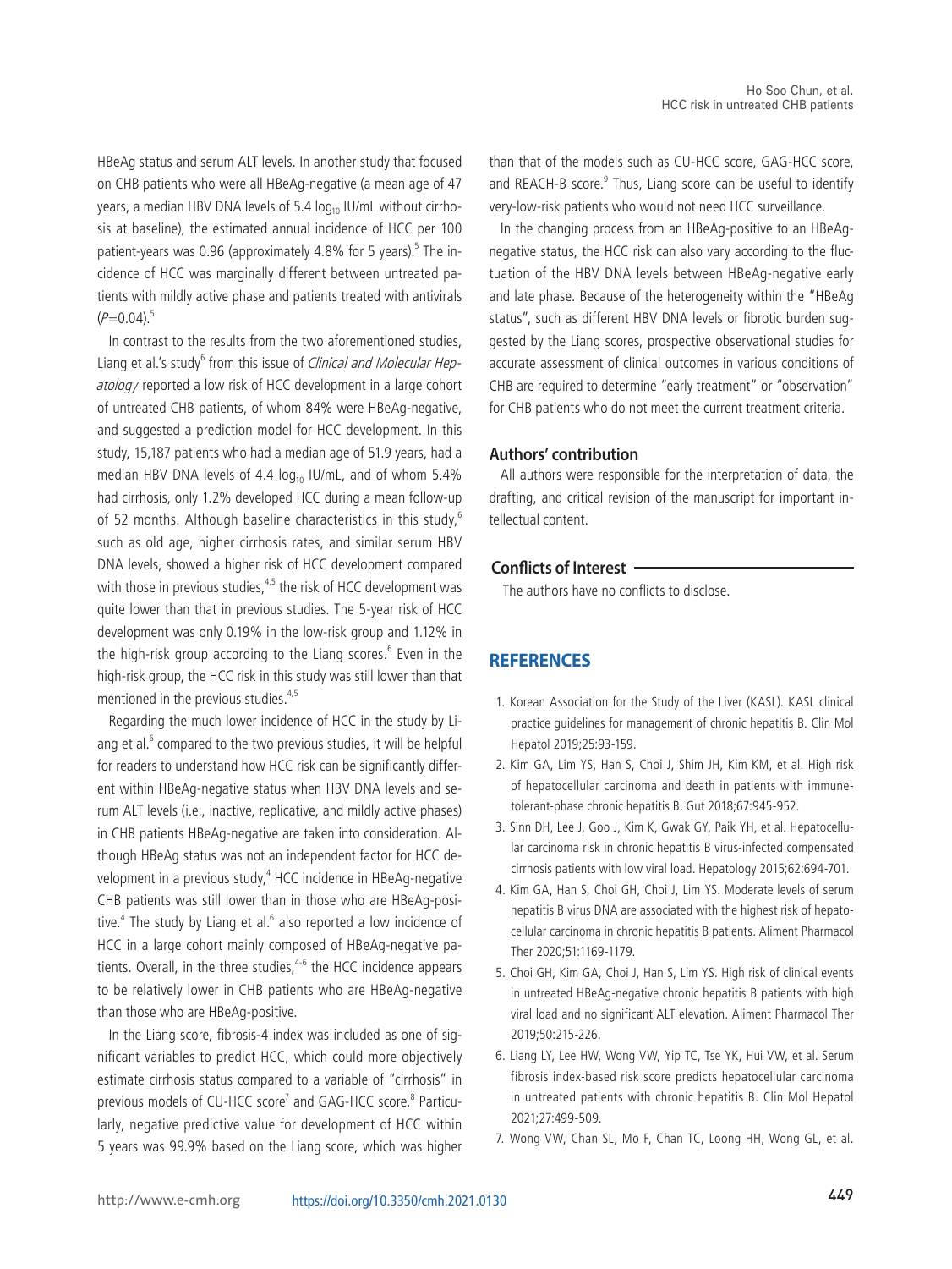HBeAg status and serum ALT levels. In another study that focused on CHB patients who were all HBeAg-negative (a mean age of 47 years, a median HBV DNA levels of 5.4 $\log_{10}$ IU/mL without cirrhosis at baseline), the estimated annual incidence of HCC per 100 patient-years was 0.96 (approximately 4.8% for 5 years).[5] The incidence of HCC was marginally different between untreated patients with mildly active phase and patients treated with antivirals ($P$=0.04).[5]

In contrast to the results from the two aforementioned studies, Liang et al.'s study[6] from this issue of *Clinical and Molecular Hepatology* reported a low risk of HCC development in a large cohort of untreated CHB patients, of whom 84% were HBeAg-negative, and suggested a prediction model for HCC development. In this study, 15,187 patients who had a median age of 51.9 years, had a median HBV DNA levels of 4.4 $\log_{10}$ IU/mL, and of whom 5.4% had cirrhosis, only 1.2% developed HCC during a mean follow-up of 52 months. Although baseline characteristics in this study,[6] such as old age, higher cirrhosis rates, and similar serum HBV DNA levels, showed a higher risk of HCC development compared with those in previous studies,[4,5] the risk of HCC development was quite lower than that in previous studies. The 5-year risk of HCC development was only 0.19% in the low-risk group and 1.12% in the high-risk group according to the Liang scores.[6] Even in the high-risk group, the HCC risk in this study was still lower than that mentioned in the previous studies.[4,5]

Regarding the much lower incidence of HCC in the study by Liang et al.[6] compared to the two previous studies, it will be helpful for readers to understand how HCC risk can be significantly different within HBeAg-negative status when HBV DNA levels and serum ALT levels (i.e., inactive, replicative, and mildly active phases) in CHB patients HBeAg-negative are taken into consideration. Although HBeAg status was not an independent factor for HCC development in a previous study,[4] HCC incidence in HBeAg-negative CHB patients was still lower than in those who are HBeAg-positive.[4] The study by Liang et al.[6] also reported a low incidence of HCC in a large cohort mainly composed of HBeAg-negative patients. Overall, in the three studies,[4-6] the HCC incidence appears to be relatively lower in CHB patients who are HBeAg-negative than those who are HBeAg-positive.

In the Liang score, fibrosis-4 index was included as one of significant variables to predict HCC, which could more objectively estimate cirrhosis status compared to a variable of "cirrhosis" in previous models of CU-HCC score[7] and GAG-HCC score.[8] Particularly, negative predictive value for development of HCC within 5 years was 99.9% based on the Liang score, which was higher than that of the models such as CU-HCC score, GAG-HCC score, and REACH-B score.[9] Thus, Liang score can be useful to identify very-low-risk patients who would not need HCC surveillance.

In the changing process from an HBeAg-positive to an HBeAg-negative status, the HCC risk can also vary according to the fluctuation of the HBV DNA levels between HBeAg-negative early and late phase. Because of the heterogeneity within the "HBeAg status", such as different HBV DNA levels or fibrotic burden suggested by the Liang scores, prospective observational studies for accurate assessment of clinical outcomes in various conditions of CHB are required to determine "early treatment" or "observation" for CHB patients who do not meet the current treatment criteria.

## Authors' contribution

All authors were responsible for the interpretation of data, the drafting, and critical revision of the manuscript for important intellectual content.

## Conflicts of Interest

The authors have no conflicts to disclose.

## REFERENCES

1. Korean Association for the Study of the Liver (KASL). KASL clinical practice guidelines for management of chronic hepatitis B. Clin Mol Hepatol 2019;25:93-159.
2. Kim GA, Lim YS, Han S, Choi J, Shim JH, Kim KM, et al. High risk of hepatocellular carcinoma and death in patients with immune-tolerant-phase chronic hepatitis B. Gut 2018;67:945-952.
3. Sinn DH, Lee J, Goo J, Kim K, Gwak GY, Paik YH, et al. Hepatocellular carcinoma risk in chronic hepatitis B virus-infected compensated cirrhosis patients with low viral load. Hepatology 2015;62:694-701.
4. Kim GA, Han S, Choi GH, Choi J, Lim YS. Moderate levels of serum hepatitis B virus DNA are associated with the highest risk of hepatocellular carcinoma in chronic hepatitis B patients. Aliment Pharmacol Ther 2020;51:1169-1179.
5. Choi GH, Kim GA, Choi J, Han S, Lim YS. High risk of clinical events in untreated HBeAg-negative chronic hepatitis B patients with high viral load and no significant ALT elevation. Aliment Pharmacol Ther 2019;50:215-226.
6. Liang LY, Lee HW, Wong VW, Yip TC, Tse YK, Hui VW, et al. Serum fibrosis index-based risk score predicts hepatocellular carcinoma in untreated patients with chronic hepatitis B. Clin Mol Hepatol 2021;27:499-509.
7. Wong VW, Chan SL, Mo F, Chan TC, Loong HH, Wong GL, et al.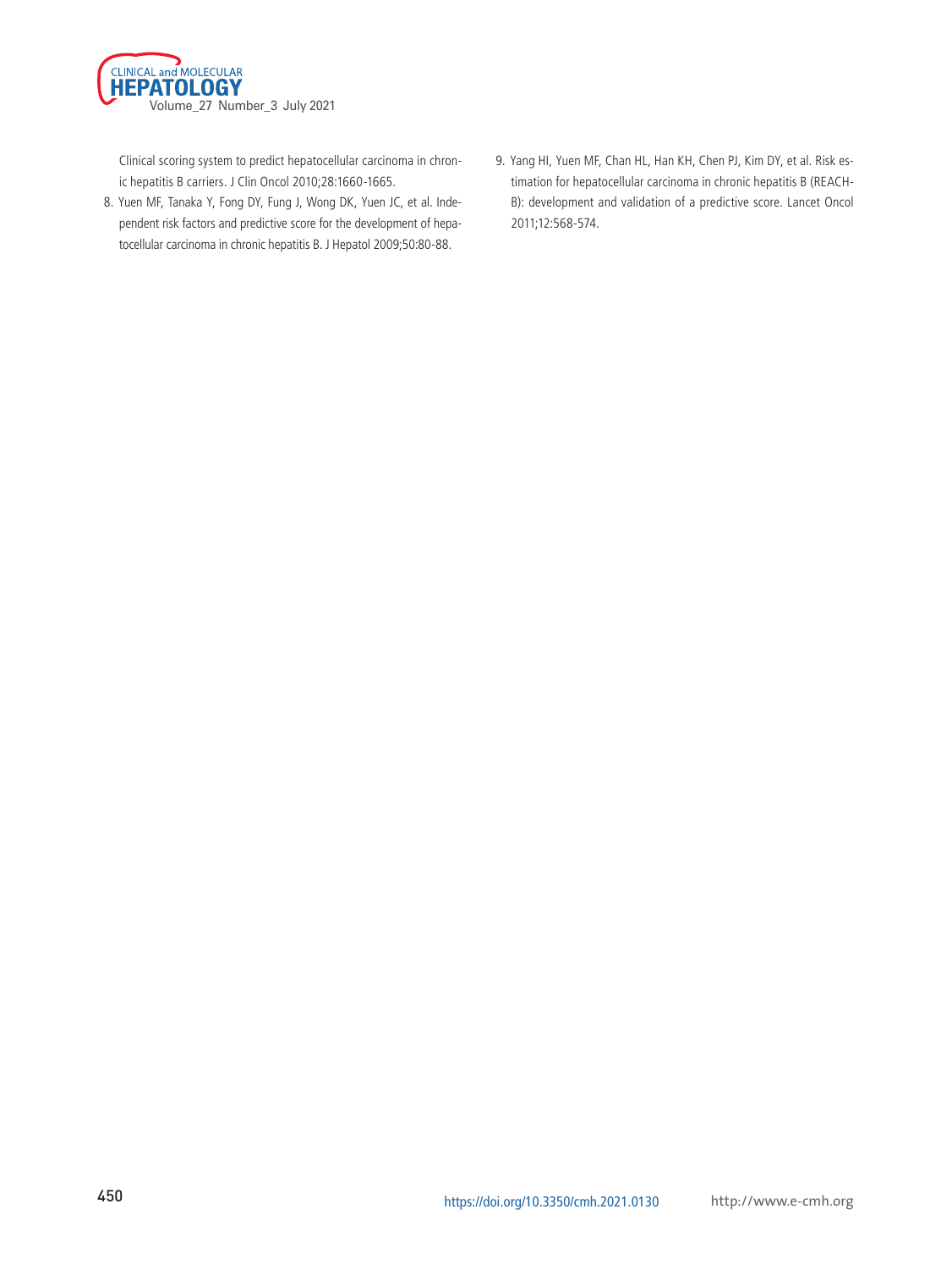Clinical scoring system to predict hepatocellular carcinoma in chronic hepatitis B carriers. J Clin Oncol 2010;28:1660-1665.

8. Yuen MF, Tanaka Y, Fong DY, Fung J, Wong DK, Yuen JC, et al. Independent risk factors and predictive score for the development of hepatocellular carcinoma in chronic hepatitis B. J Hepatol 2009;50:80-88.
9. Yang HI, Yuen MF, Chan HL, Han KH, Chen PJ, Kim DY, et al. Risk estimation for hepatocellular carcinoma in chronic hepatitis B (REACH-B): development and validation of a predictive score. Lancet Oncol 2011;12:568-574.